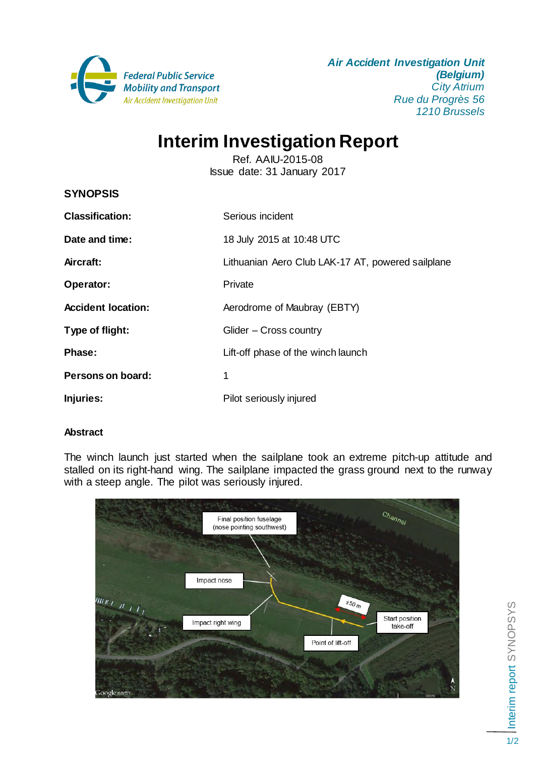**Federal Public Service Mobility and Transport**
*Air Accident Investigation Unit*

***Air Accident Investigation Unit (Belgium)***
*City Atrium*
*Rue du Progrès 56*
*1210 Brussels*

# Interim Investigation Report

Ref. AAIU-2015-08
Issue date: 31 January 2017

## SYNOPSIS

| | |
|---|---|
| **Classification:** | Serious incident |
| **Date and time:** | 18 July 2015 at 10:48 UTC |
| **Aircraft:** | Lithuanian Aero Club LAK-17 AT, powered sailplane |
| **Operator:** | Private |
| **Accident location:** | Aerodrome of Maubray (EBTY) |
| **Type of flight:** | Glider – Cross country |
| **Phase:** | Lift-off phase of the winch launch |
| **Persons on board:** | 1 |
| **Injuries:** | Pilot seriously injured |

### Abstract

The winch launch just started when the sailplane took an extreme pitch-up attitude and stalled on its right-hand wing. The sailplane impacted the grass ground next to the runway with a steep angle. The pilot was seriously injured.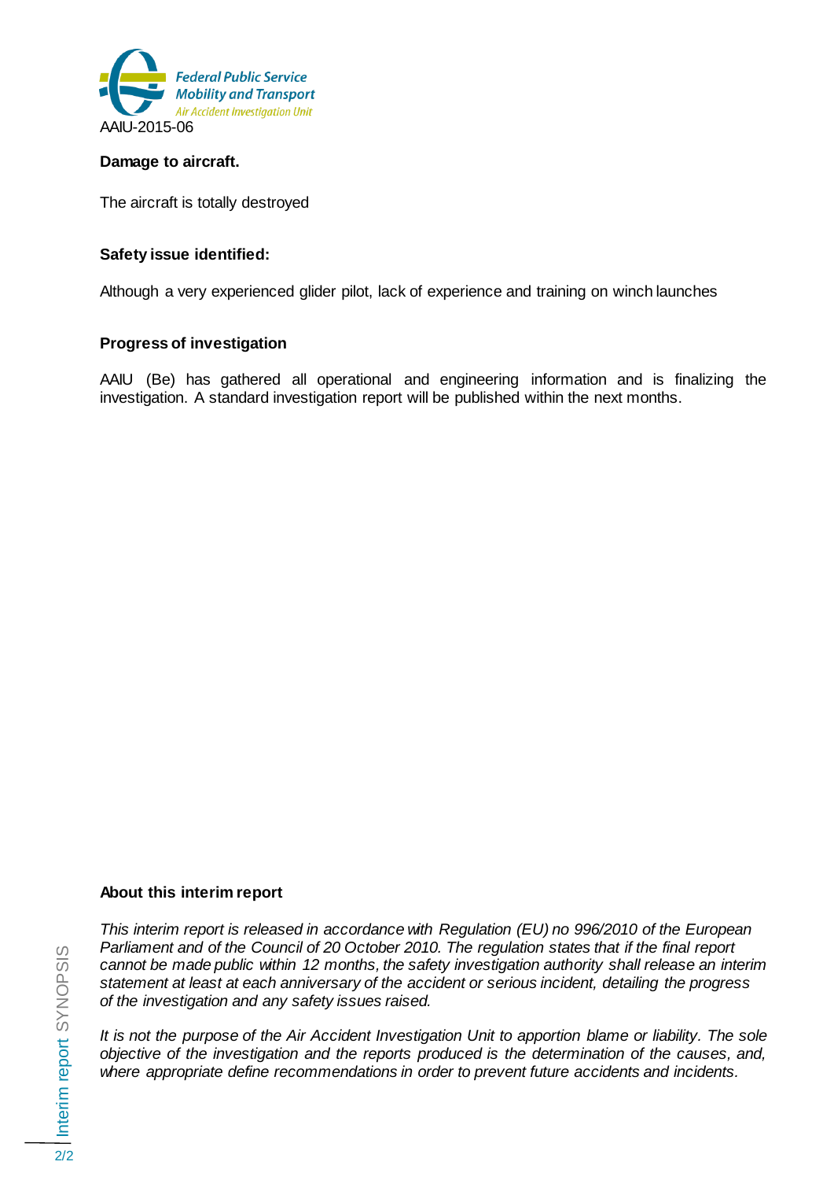AAIU-2015-06

**Damage to aircraft.**

The aircraft is totally destroyed

**Safety issue identified:**

Although a very experienced glider pilot, lack of experience and training on winch launches

**Progress of investigation**

AAIU (Be) has gathered all operational and engineering information and is finalizing the investigation. A standard investigation report will be published within the next months.

**About this interim report**

*This interim report is released in accordance with Regulation (EU) no 996/2010 of the European Parliament and of the Council of 20 October 2010. The regulation states that if the final report cannot be made public within 12 months, the safety investigation authority shall release an interim statement at least at each anniversary of the accident or serious incident, detailing the progress of the investigation and any safety issues raised.*

*It is not the purpose of the Air Accident Investigation Unit to apportion blame or liability. The sole objective of the investigation and the reports produced is the determination of the causes, and, where appropriate define recommendations in order to prevent future accidents and incidents.*